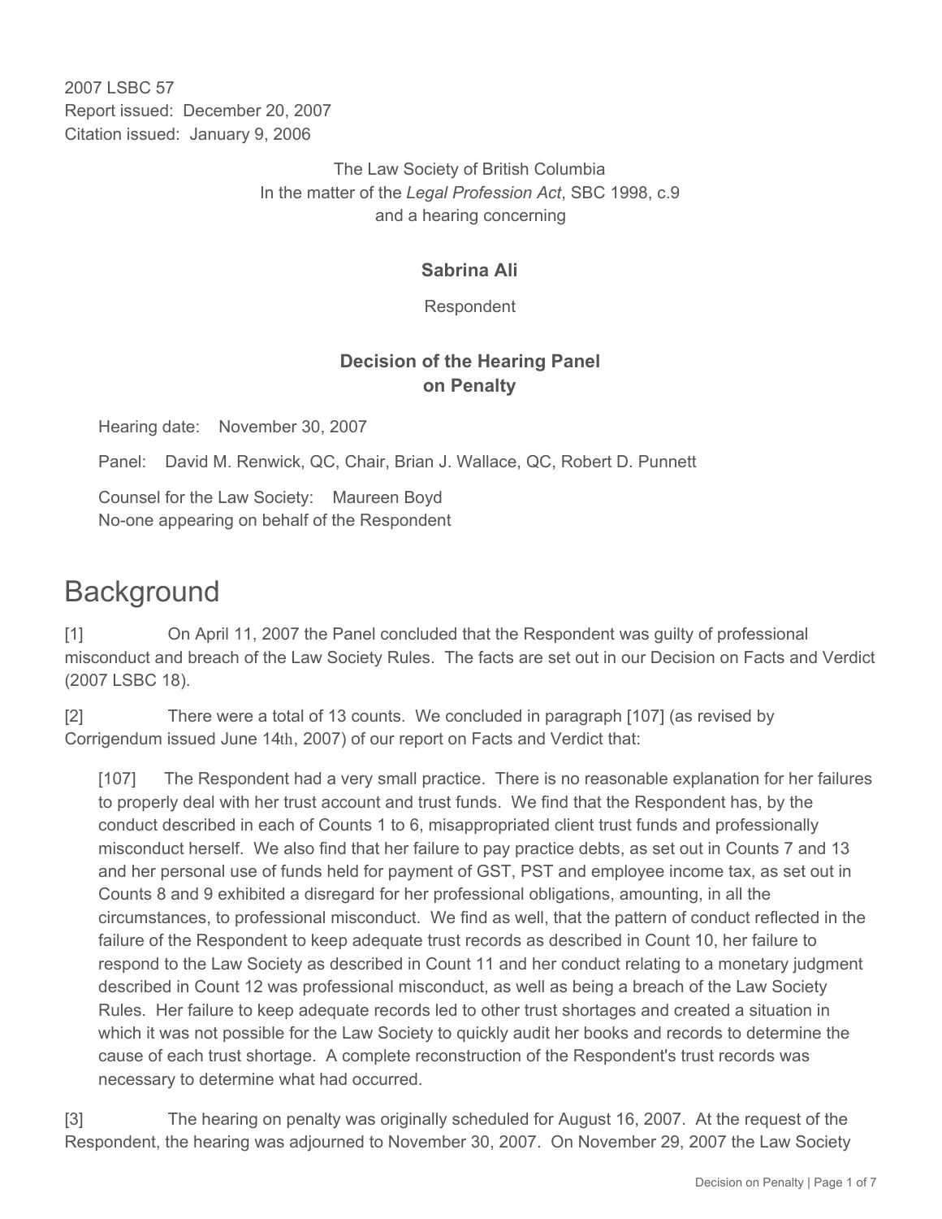2007 LSBC 57
Report issued: December 20, 2007
Citation issued: January 9, 2006

The Law Society of British Columbia
In the matter of the *Legal Profession Act*, SBC 1998, c.9
and a hearing concerning

**Sabrina Ali**

Respondent

**Decision of the Hearing Panel on Penalty**

Hearing date: November 30, 2007

Panel: David M. Renwick, QC, Chair, Brian J. Wallace, QC, Robert D. Punnett

Counsel for the Law Society: Maureen Boyd
No-one appearing on behalf of the Respondent

# Background

[1] On April 11, 2007 the Panel concluded that the Respondent was guilty of professional misconduct and breach of the Law Society Rules. The facts are set out in our Decision on Facts and Verdict (2007 LSBC 18).

[2] There were a total of 13 counts. We concluded in paragraph [107] (as revised by Corrigendum issued June 14th, 2007) of our report on Facts and Verdict that:

> [107] The Respondent had a very small practice. There is no reasonable explanation for her failures to properly deal with her trust account and trust funds. We find that the Respondent has, by the conduct described in each of Counts 1 to 6, misappropriated client trust funds and professionally misconduct herself. We also find that her failure to pay practice debts, as set out in Counts 7 and 13 and her personal use of funds held for payment of GST, PST and employee income tax, as set out in Counts 8 and 9 exhibited a disregard for her professional obligations, amounting, in all the circumstances, to professional misconduct. We find as well, that the pattern of conduct reflected in the failure of the Respondent to keep adequate trust records as described in Count 10, her failure to respond to the Law Society as described in Count 11 and her conduct relating to a monetary judgment described in Count 12 was professional misconduct, as well as being a breach of the Law Society Rules. Her failure to keep adequate records led to other trust shortages and created a situation in which it was not possible for the Law Society to quickly audit her books and records to determine the cause of each trust shortage. A complete reconstruction of the Respondent's trust records was necessary to determine what had occurred.

[3] The hearing on penalty was originally scheduled for August 16, 2007. At the request of the Respondent, the hearing was adjourned to November 30, 2007. On November 29, 2007 the Law Society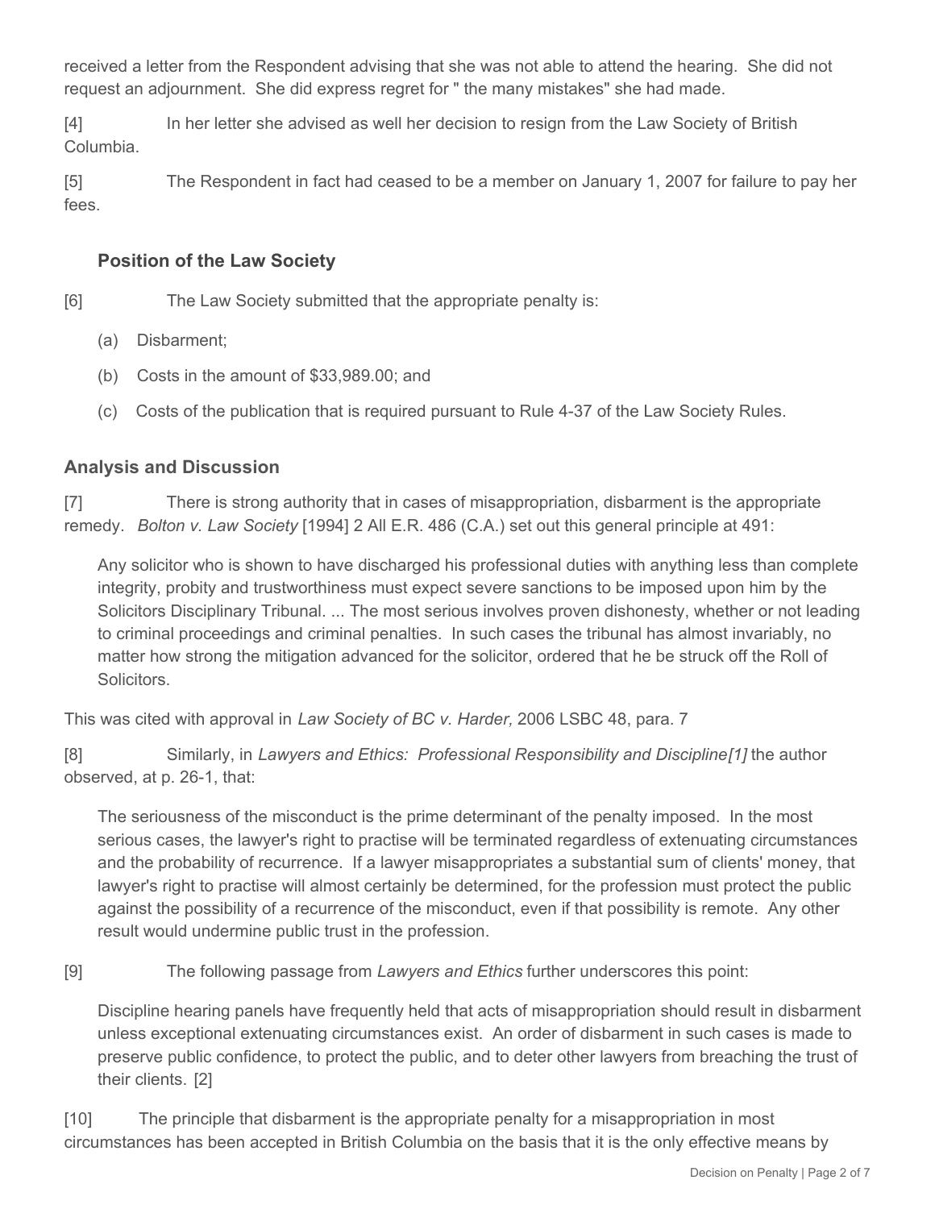received a letter from the Respondent advising that she was not able to attend the hearing. She did not request an adjournment. She did express regret for " the many mistakes" she had made.

[4] In her letter she advised as well her decision to resign from the Law Society of British Columbia.

[5] The Respondent in fact had ceased to be a member on January 1, 2007 for failure to pay her fees.

### Position of the Law Society

[6] The Law Society submitted that the appropriate penalty is:

(a) Disbarment;

(b) Costs in the amount of $33,989.00; and

(c) Costs of the publication that is required pursuant to Rule 4-37 of the Law Society Rules.

## Analysis and Discussion

[7] There is strong authority that in cases of misappropriation, disbarment is the appropriate remedy. *Bolton v. Law Society* [1994] 2 All E.R. 486 (C.A.) set out this general principle at 491:

> Any solicitor who is shown to have discharged his professional duties with anything less than complete integrity, probity and trustworthiness must expect severe sanctions to be imposed upon him by the Solicitors Disciplinary Tribunal. ... The most serious involves proven dishonesty, whether or not leading to criminal proceedings and criminal penalties. In such cases the tribunal has almost invariably, no matter how strong the mitigation advanced for the solicitor, ordered that he be struck off the Roll of Solicitors.

This was cited with approval in *Law Society of BC v. Harder,* 2006 LSBC 48, para. 7

[8] Similarly, in *Lawyers and Ethics: Professional Responsibility and Discipline[1]* the author observed, at p. 26-1, that:

> The seriousness of the misconduct is the prime determinant of the penalty imposed. In the most serious cases, the lawyer's right to practise will be terminated regardless of extenuating circumstances and the probability of recurrence. If a lawyer misappropriates a substantial sum of clients' money, that lawyer's right to practise will almost certainly be determined, for the profession must protect the public against the possibility of a recurrence of the misconduct, even if that possibility is remote. Any other result would undermine public trust in the profession.

[9] The following passage from *Lawyers and Ethics* further underscores this point:

> Discipline hearing panels have frequently held that acts of misappropriation should result in disbarment unless exceptional extenuating circumstances exist. An order of disbarment in such cases is made to preserve public confidence, to protect the public, and to deter other lawyers from breaching the trust of their clients. [2]

[10] The principle that disbarment is the appropriate penalty for a misappropriation in most circumstances has been accepted in British Columbia on the basis that it is the only effective means by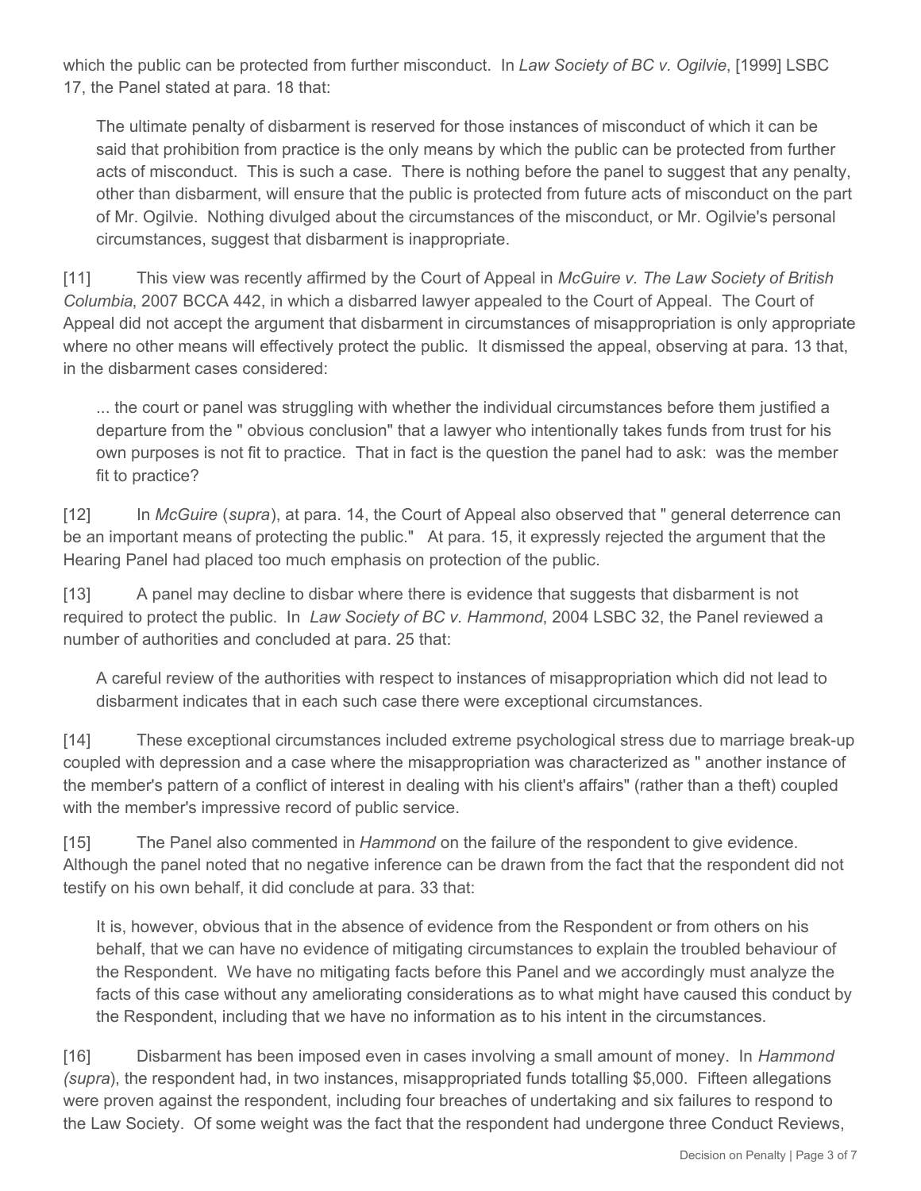which the public can be protected from further misconduct. In *Law Society of BC v. Ogilvie*, [1999] LSBC 17, the Panel stated at para. 18 that:

> The ultimate penalty of disbarment is reserved for those instances of misconduct of which it can be said that prohibition from practice is the only means by which the public can be protected from further acts of misconduct. This is such a case. There is nothing before the panel to suggest that any penalty, other than disbarment, will ensure that the public is protected from future acts of misconduct on the part of Mr. Ogilvie. Nothing divulged about the circumstances of the misconduct, or Mr. Ogilvie's personal circumstances, suggest that disbarment is inappropriate.

[11] This view was recently affirmed by the Court of Appeal in *McGuire v. The Law Society of British Columbia*, 2007 BCCA 442, in which a disbarred lawyer appealed to the Court of Appeal. The Court of Appeal did not accept the argument that disbarment in circumstances of misappropriation is only appropriate where no other means will effectively protect the public. It dismissed the appeal, observing at para. 13 that, in the disbarment cases considered:

> ... the court or panel was struggling with whether the individual circumstances before them justified a departure from the " obvious conclusion" that a lawyer who intentionally takes funds from trust for his own purposes is not fit to practice. That in fact is the question the panel had to ask: was the member fit to practice?

[12] In *McGuire* (*supra*), at para. 14, the Court of Appeal also observed that " general deterrence can be an important means of protecting the public." At para. 15, it expressly rejected the argument that the Hearing Panel had placed too much emphasis on protection of the public.

[13] A panel may decline to disbar where there is evidence that suggests that disbarment is not required to protect the public. In *Law Society of BC v. Hammond*, 2004 LSBC 32, the Panel reviewed a number of authorities and concluded at para. 25 that:

> A careful review of the authorities with respect to instances of misappropriation which did not lead to disbarment indicates that in each such case there were exceptional circumstances.

[14] These exceptional circumstances included extreme psychological stress due to marriage break-up coupled with depression and a case where the misappropriation was characterized as " another instance of the member's pattern of a conflict of interest in dealing with his client's affairs" (rather than a theft) coupled with the member's impressive record of public service.

[15] The Panel also commented in *Hammond* on the failure of the respondent to give evidence. Although the panel noted that no negative inference can be drawn from the fact that the respondent did not testify on his own behalf, it did conclude at para. 33 that:

> It is, however, obvious that in the absence of evidence from the Respondent or from others on his behalf, that we can have no evidence of mitigating circumstances to explain the troubled behaviour of the Respondent. We have no mitigating facts before this Panel and we accordingly must analyze the facts of this case without any ameliorating considerations as to what might have caused this conduct by the Respondent, including that we have no information as to his intent in the circumstances.

[16] Disbarment has been imposed even in cases involving a small amount of money. In *Hammond (supra*), the respondent had, in two instances, misappropriated funds totalling $5,000. Fifteen allegations were proven against the respondent, including four breaches of undertaking and six failures to respond to the Law Society. Of some weight was the fact that the respondent had undergone three Conduct Reviews,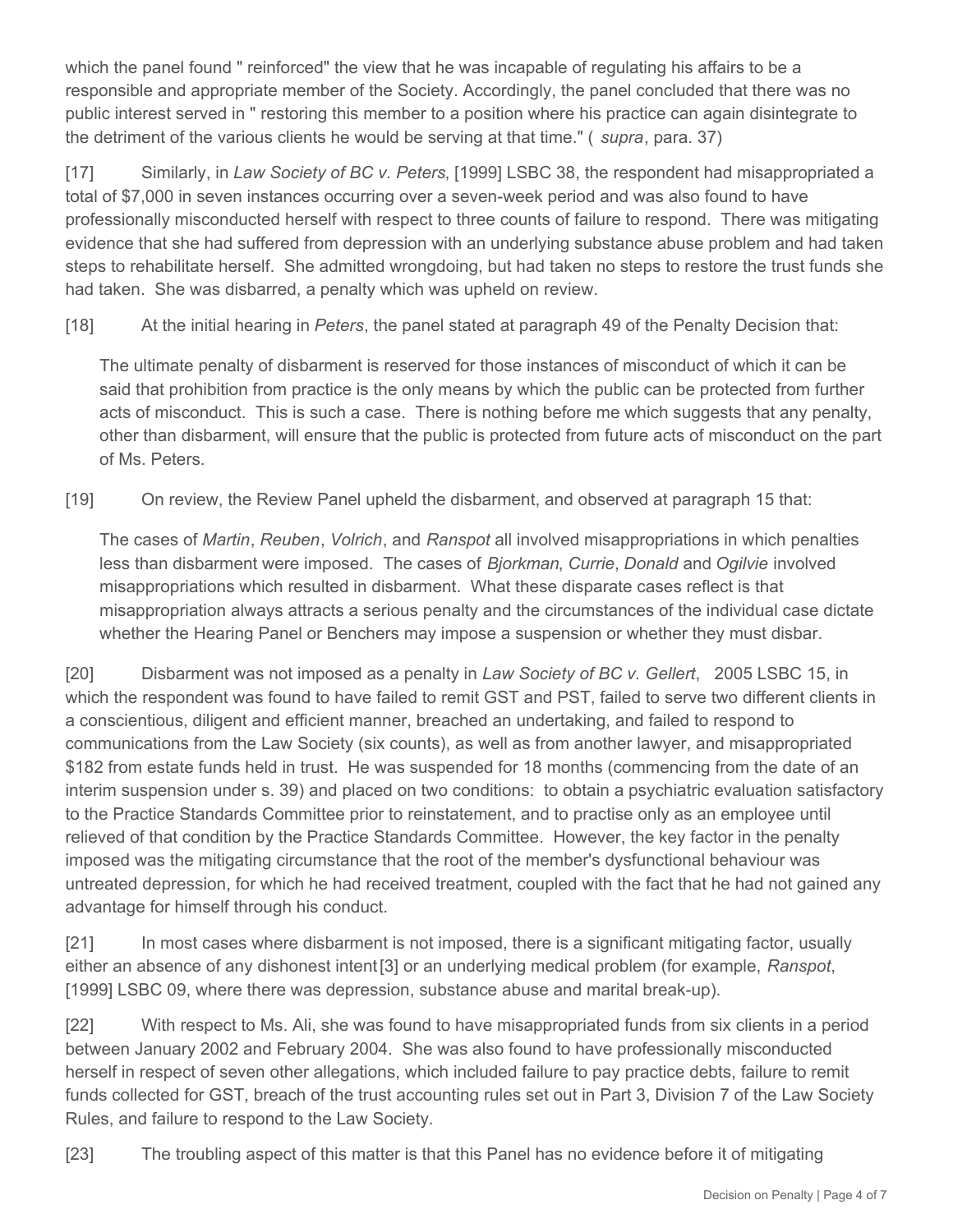which the panel found " reinforced" the view that he was incapable of regulating his affairs to be a responsible and appropriate member of the Society. Accordingly, the panel concluded that there was no public interest served in " restoring this member to a position where his practice can again disintegrate to the detriment of the various clients he would be serving at that time." ( *supra*, para. 37)

[17] Similarly, in *Law Society of BC v. Peters*, [1999] LSBC 38, the respondent had misappropriated a total of $7,000 in seven instances occurring over a seven-week period and was also found to have professionally misconducted herself with respect to three counts of failure to respond. There was mitigating evidence that she had suffered from depression with an underlying substance abuse problem and had taken steps to rehabilitate herself. She admitted wrongdoing, but had taken no steps to restore the trust funds she had taken. She was disbarred, a penalty which was upheld on review.

[18] At the initial hearing in *Peters*, the panel stated at paragraph 49 of the Penalty Decision that:

> The ultimate penalty of disbarment is reserved for those instances of misconduct of which it can be said that prohibition from practice is the only means by which the public can be protected from further acts of misconduct. This is such a case. There is nothing before me which suggests that any penalty, other than disbarment, will ensure that the public is protected from future acts of misconduct on the part of Ms. Peters.

[19] On review, the Review Panel upheld the disbarment, and observed at paragraph 15 that:

> The cases of *Martin*, *Reuben*, *Volrich*, and *Ranspot* all involved misappropriations in which penalties less than disbarment were imposed. The cases of *Bjorkman*, *Currie*, *Donald* and *Ogilvie* involved misappropriations which resulted in disbarment. What these disparate cases reflect is that misappropriation always attracts a serious penalty and the circumstances of the individual case dictate whether the Hearing Panel or Benchers may impose a suspension or whether they must disbar.

[20] Disbarment was not imposed as a penalty in *Law Society of BC v. Gellert*, 2005 LSBC 15, in which the respondent was found to have failed to remit GST and PST, failed to serve two different clients in a conscientious, diligent and efficient manner, breached an undertaking, and failed to respond to communications from the Law Society (six counts), as well as from another lawyer, and misappropriated $182 from estate funds held in trust. He was suspended for 18 months (commencing from the date of an interim suspension under s. 39) and placed on two conditions: to obtain a psychiatric evaluation satisfactory to the Practice Standards Committee prior to reinstatement, and to practise only as an employee until relieved of that condition by the Practice Standards Committee. However, the key factor in the penalty imposed was the mitigating circumstance that the root of the member's dysfunctional behaviour was untreated depression, for which he had received treatment, coupled with the fact that he had not gained any advantage for himself through his conduct.

[21] In most cases where disbarment is not imposed, there is a significant mitigating factor, usually either an absence of any dishonest intent[3] or an underlying medical problem (for example, *Ranspot*, [1999] LSBC 09, where there was depression, substance abuse and marital break-up).

[22] With respect to Ms. Ali, she was found to have misappropriated funds from six clients in a period between January 2002 and February 2004. She was also found to have professionally misconducted herself in respect of seven other allegations, which included failure to pay practice debts, failure to remit funds collected for GST, breach of the trust accounting rules set out in Part 3, Division 7 of the Law Society Rules, and failure to respond to the Law Society.

[23] The troubling aspect of this matter is that this Panel has no evidence before it of mitigating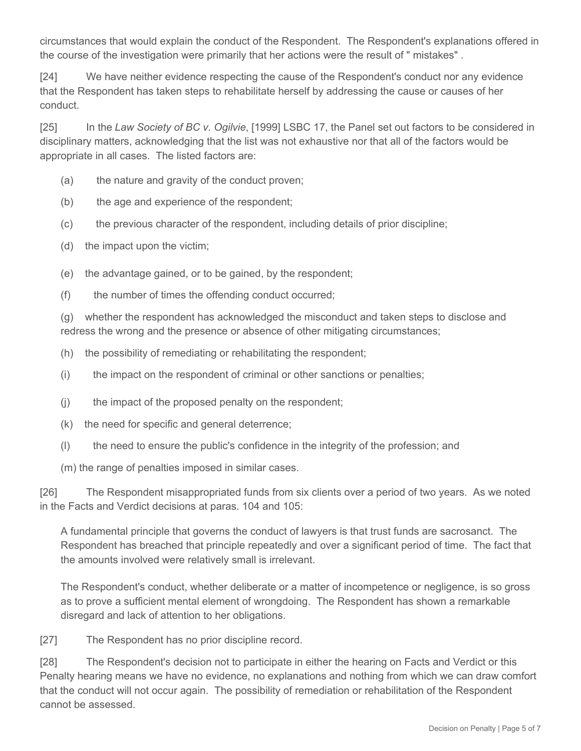circumstances that would explain the conduct of the Respondent. The Respondent's explanations offered in the course of the investigation were primarily that her actions were the result of " mistakes" .

[24] We have neither evidence respecting the cause of the Respondent's conduct nor any evidence that the Respondent has taken steps to rehabilitate herself by addressing the cause or causes of her conduct.

[25] In the *Law Society of BC v. Ogilvie*, [1999] LSBC 17, the Panel set out factors to be considered in disciplinary matters, acknowledging that the list was not exhaustive nor that all of the factors would be appropriate in all cases. The listed factors are:

(a) the nature and gravity of the conduct proven;

(b) the age and experience of the respondent;

(c) the previous character of the respondent, including details of prior discipline;

(d) the impact upon the victim;

(e) the advantage gained, or to be gained, by the respondent;

(f) the number of times the offending conduct occurred;

(g) whether the respondent has acknowledged the misconduct and taken steps to disclose and redress the wrong and the presence or absence of other mitigating circumstances;

(h) the possibility of remediating or rehabilitating the respondent;

(i) the impact on the respondent of criminal or other sanctions or penalties;

(j) the impact of the proposed penalty on the respondent;

(k) the need for specific and general deterrence;

(l) the need to ensure the public's confidence in the integrity of the profession; and

(m) the range of penalties imposed in similar cases.

[26] The Respondent misappropriated funds from six clients over a period of two years. As we noted in the Facts and Verdict decisions at paras. 104 and 105:

> A fundamental principle that governs the conduct of lawyers is that trust funds are sacrosanct. The Respondent has breached that principle repeatedly and over a significant period of time. The fact that the amounts involved were relatively small is irrelevant.
>
> The Respondent's conduct, whether deliberate or a matter of incompetence or negligence, is so gross as to prove a sufficient mental element of wrongdoing. The Respondent has shown a remarkable disregard and lack of attention to her obligations.

[27] The Respondent has no prior discipline record.

[28] The Respondent's decision not to participate in either the hearing on Facts and Verdict or this Penalty hearing means we have no evidence, no explanations and nothing from which we can draw comfort that the conduct will not occur again. The possibility of remediation or rehabilitation of the Respondent cannot be assessed.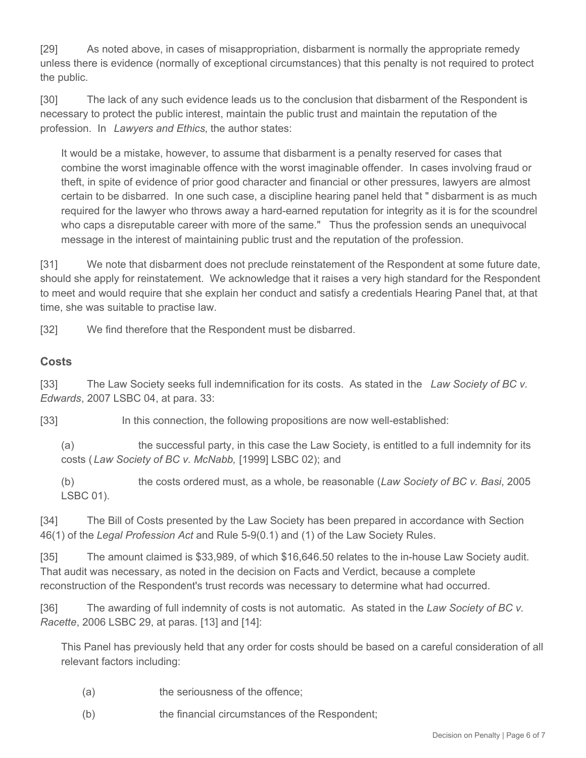[29] As noted above, in cases of misappropriation, disbarment is normally the appropriate remedy unless there is evidence (normally of exceptional circumstances) that this penalty is not required to protect the public.

[30] The lack of any such evidence leads us to the conclusion that disbarment of the Respondent is necessary to protect the public interest, maintain the public trust and maintain the reputation of the profession. In *Lawyers and Ethics*, the author states:

> It would be a mistake, however, to assume that disbarment is a penalty reserved for cases that combine the worst imaginable offence with the worst imaginable offender. In cases involving fraud or theft, in spite of evidence of prior good character and financial or other pressures, lawyers are almost certain to be disbarred. In one such case, a discipline hearing panel held that " disbarment is as much required for the lawyer who throws away a hard-earned reputation for integrity as it is for the scoundrel who caps a disreputable career with more of the same." Thus the profession sends an unequivocal message in the interest of maintaining public trust and the reputation of the profession.

[31] We note that disbarment does not preclude reinstatement of the Respondent at some future date, should she apply for reinstatement. We acknowledge that it raises a very high standard for the Respondent to meet and would require that she explain her conduct and satisfy a credentials Hearing Panel that, at that time, she was suitable to practise law.

[32] We find therefore that the Respondent must be disbarred.

## Costs

[33] The Law Society seeks full indemnification for its costs. As stated in the *Law Society of BC v. Edwards*, 2007 LSBC 04, at para. 33:

> [33] In this connection, the following propositions are now well-established:
>
> (a) the successful party, in this case the Law Society, is entitled to a full indemnity for its costs (*Law Society of BC v. McNabb,* [1999] LSBC 02); and
>
> (b) the costs ordered must, as a whole, be reasonable (*Law Society of BC v. Basi*, 2005 LSBC 01).

[34] The Bill of Costs presented by the Law Society has been prepared in accordance with Section 46(1) of the *Legal Profession Act* and Rule 5-9(0.1) and (1) of the Law Society Rules.

[35] The amount claimed is $33,989, of which $16,646.50 relates to the in-house Law Society audit. That audit was necessary, as noted in the decision on Facts and Verdict, because a complete reconstruction of the Respondent's trust records was necessary to determine what had occurred.

[36] The awarding of full indemnity of costs is not automatic. As stated in the *Law Society of BC v. Racette*, 2006 LSBC 29, at paras. [13] and [14]:

> This Panel has previously held that any order for costs should be based on a careful consideration of all relevant factors including:
>
> (a) the seriousness of the offence;
>
> (b) the financial circumstances of the Respondent;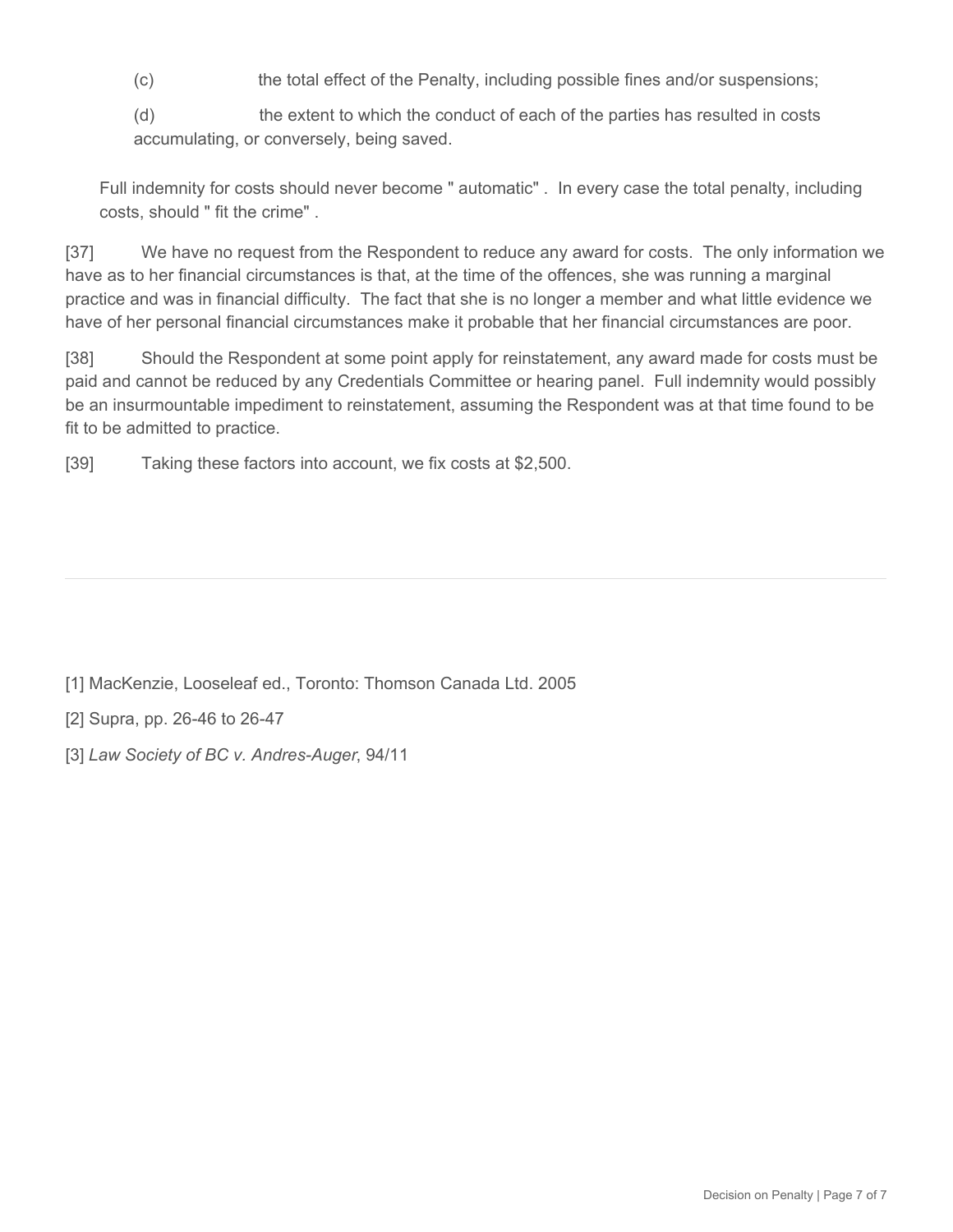(c) the total effect of the Penalty, including possible fines and/or suspensions;

(d) the extent to which the conduct of each of the parties has resulted in costs accumulating, or conversely, being saved.

Full indemnity for costs should never become " automatic" . In every case the total penalty, including costs, should " fit the crime" .

[37] We have no request from the Respondent to reduce any award for costs. The only information we have as to her financial circumstances is that, at the time of the offences, she was running a marginal practice and was in financial difficulty. The fact that she is no longer a member and what little evidence we have of her personal financial circumstances make it probable that her financial circumstances are poor.

[38] Should the Respondent at some point apply for reinstatement, any award made for costs must be paid and cannot be reduced by any Credentials Committee or hearing panel. Full indemnity would possibly be an insurmountable impediment to reinstatement, assuming the Respondent was at that time found to be fit to be admitted to practice.

[39] Taking these factors into account, we fix costs at $2,500.

---

[1] MacKenzie, Looseleaf ed., Toronto: Thomson Canada Ltd. 2005

[2] Supra, pp. 26-46 to 26-47

[3] *Law Society of BC v. Andres-Auger*, 94/11